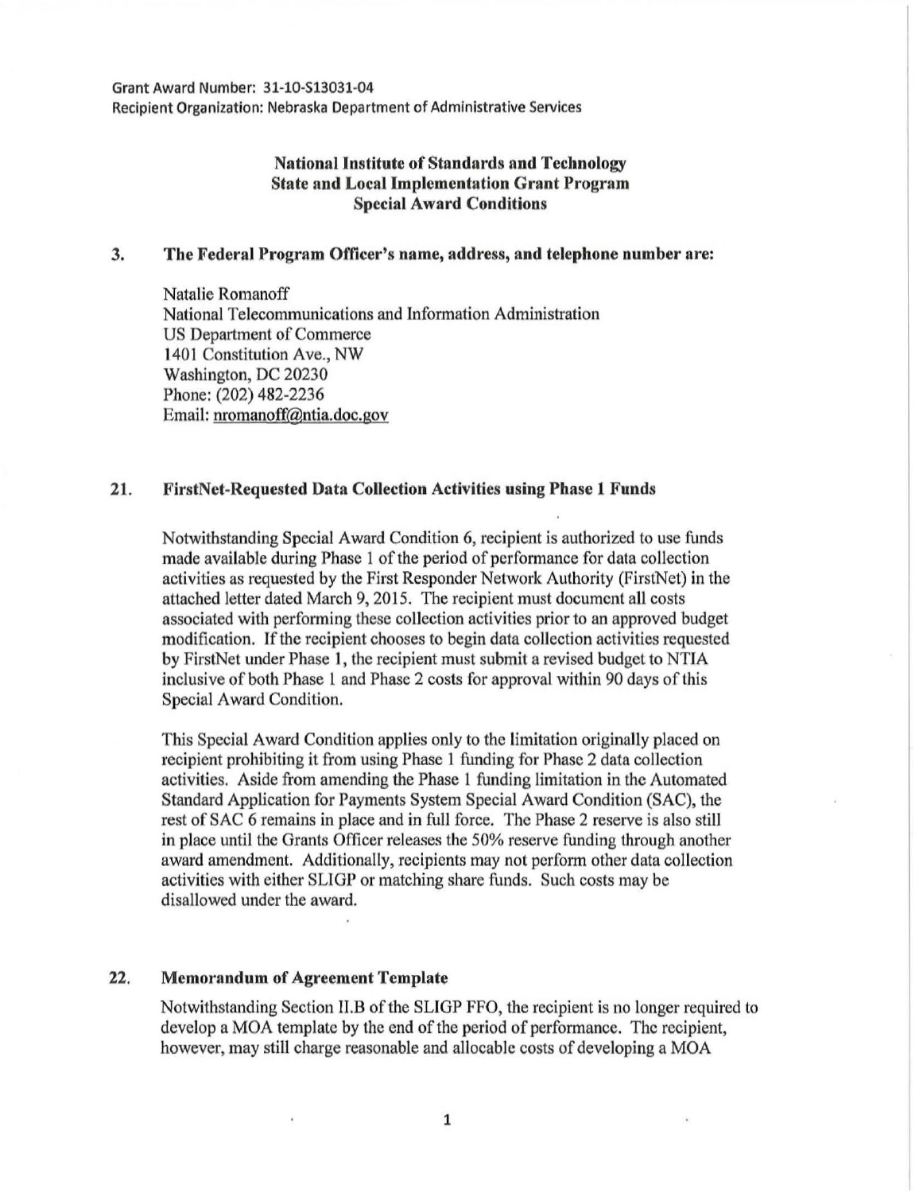Grant Award Number: 31-10-S13031-04
Recipient Organization: Nebraska Department of Administrative Services

**National Institute of Standards and Technology**
**State and Local Implementation Grant Program**
**Special Award Conditions**

## 3. The Federal Program Officer's name, address, and telephone number are:

Natalie Romanoff
National Telecommunications and Information Administration
US Department of Commerce
1401 Constitution Ave., NW
Washington, DC 20230
Phone: (202) 482-2236
Email: nromanoff@ntia.doc.gov

## 21. FirstNet-Requested Data Collection Activities using Phase 1 Funds

Notwithstanding Special Award Condition 6, recipient is authorized to use funds made available during Phase 1 of the period of performance for data collection activities as requested by the First Responder Network Authority (FirstNet) in the attached letter dated March 9, 2015. The recipient must document all costs associated with performing these collection activities prior to an approved budget modification. If the recipient chooses to begin data collection activities requested by FirstNet under Phase 1, the recipient must submit a revised budget to NTIA inclusive of both Phase 1 and Phase 2 costs for approval within 90 days of this Special Award Condition.

This Special Award Condition applies only to the limitation originally placed on recipient prohibiting it from using Phase 1 funding for Phase 2 data collection activities. Aside from amending the Phase 1 funding limitation in the Automated Standard Application for Payments System Special Award Condition (SAC), the rest of SAC 6 remains in place and in full force. The Phase 2 reserve is also still in place until the Grants Officer releases the 50% reserve funding through another award amendment. Additionally, recipients may not perform other data collection activities with either SLIGP or matching share funds. Such costs may be disallowed under the award.

## 22. Memorandum of Agreement Template

Notwithstanding Section II.B of the SLIGP FFO, the recipient is no longer required to develop a MOA template by the end of the period of performance. The recipient, however, may still charge reasonable and allocable costs of developing a MOA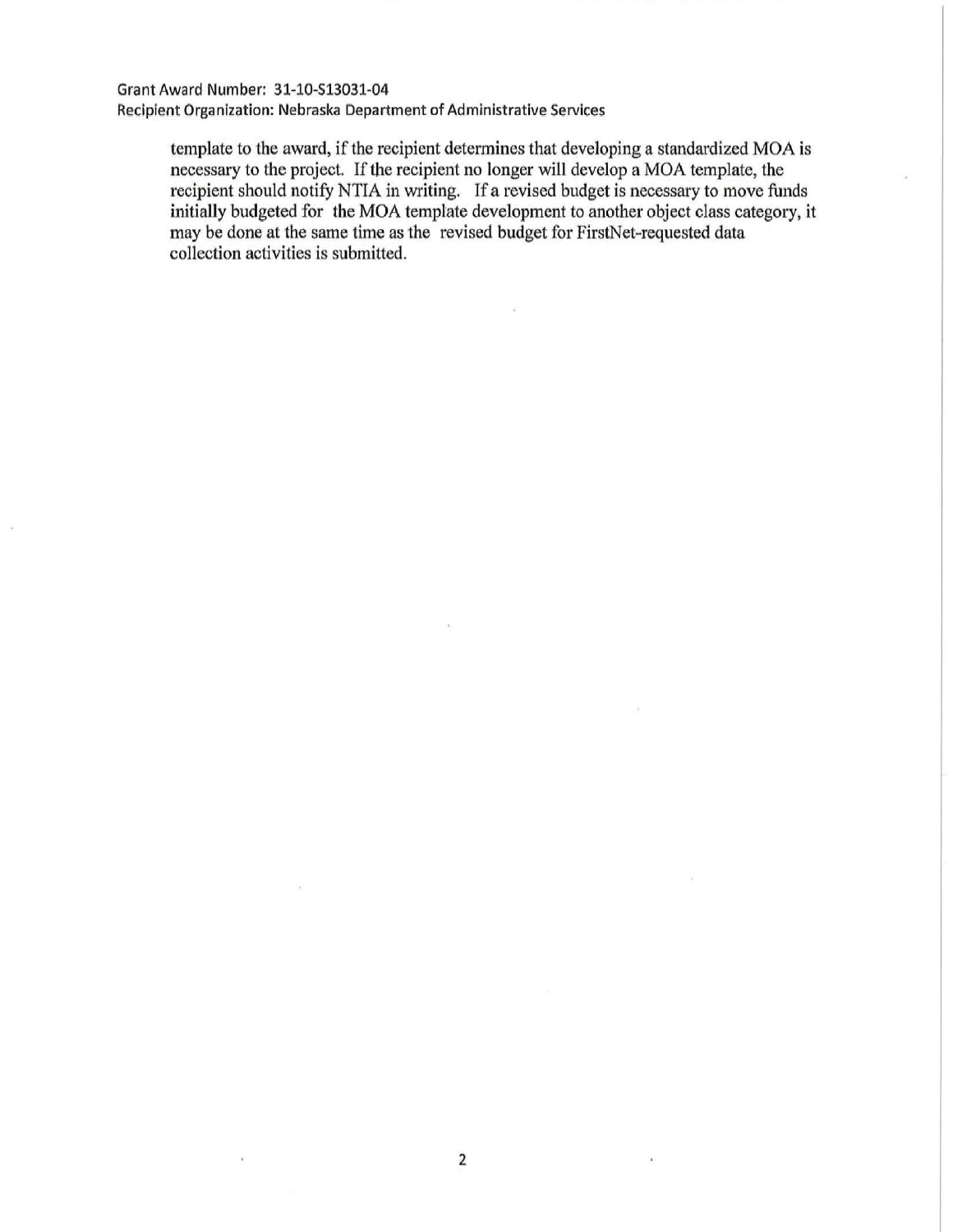template to the award, if the recipient determines that developing a standardized MOA is necessary to the project. If the recipient no longer will develop a MOA template, the recipient should notify NTIA in writing. If a revised budget is necessary to move funds initially budgeted for the MOA template development to another object class category, it may be done at the same time as the revised budget for FirstNet-requested data collection activities is submitted.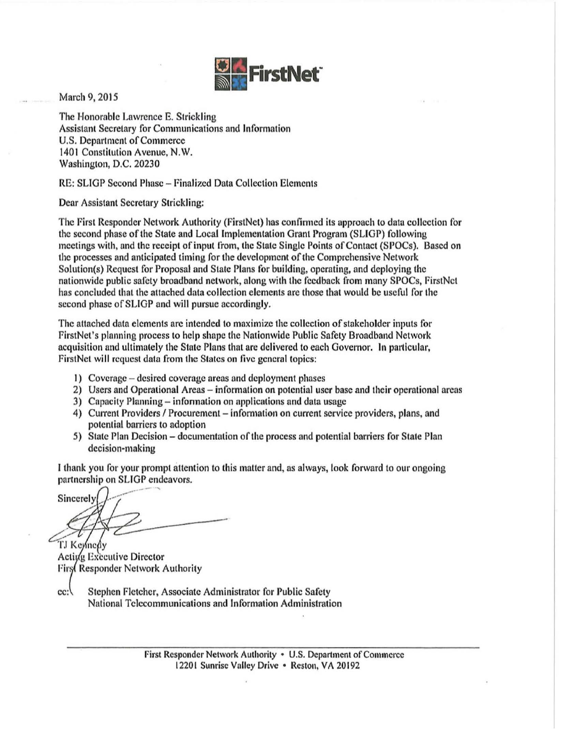FirstNet

March 9, 2015

The Honorable Lawrence E. Strickling
Assistant Secretary for Communications and Information
U.S. Department of Commerce
1401 Constitution Avenue, N.W.
Washington, D.C. 20230

RE: SLIGP Second Phase – Finalized Data Collection Elements

Dear Assistant Secretary Strickling:

The First Responder Network Authority (FirstNet) has confirmed its approach to data collection for the second phase of the State and Local Implementation Grant Program (SLIGP) following meetings with, and the receipt of input from, the State Single Points of Contact (SPOCs). Based on the processes and anticipated timing for the development of the Comprehensive Network Solution(s) Request for Proposal and State Plans for building, operating, and deploying the nationwide public safety broadband network, along with the feedback from many SPOCs, FirstNet has concluded that the attached data collection elements are those that would be useful for the second phase of SLIGP and will pursue accordingly.

The attached data elements are intended to maximize the collection of stakeholder inputs for FirstNet's planning process to help shape the Nationwide Public Safety Broadband Network acquisition and ultimately the State Plans that are delivered to each Governor. In particular, FirstNet will request data from the States on five general topics:

1) Coverage – desired coverage areas and deployment phases
2) Users and Operational Areas – information on potential user base and their operational areas
3) Capacity Planning – information on applications and data usage
4) Current Providers / Procurement – information on current service providers, plans, and potential barriers to adoption
5) State Plan Decision – documentation of the process and potential barriers for State Plan decision-making

I thank you for your prompt attention to this matter and, as always, look forward to our ongoing partnership on SLIGP endeavors.

Sincerely,

TJ Kennedy
Acting Executive Director
First Responder Network Authority

cc: Stephen Fletcher, Associate Administrator for Public Safety
National Telecommunications and Information Administration

First Responder Network Authority • U.S. Department of Commerce
12201 Sunrise Valley Drive • Reston, VA 20192